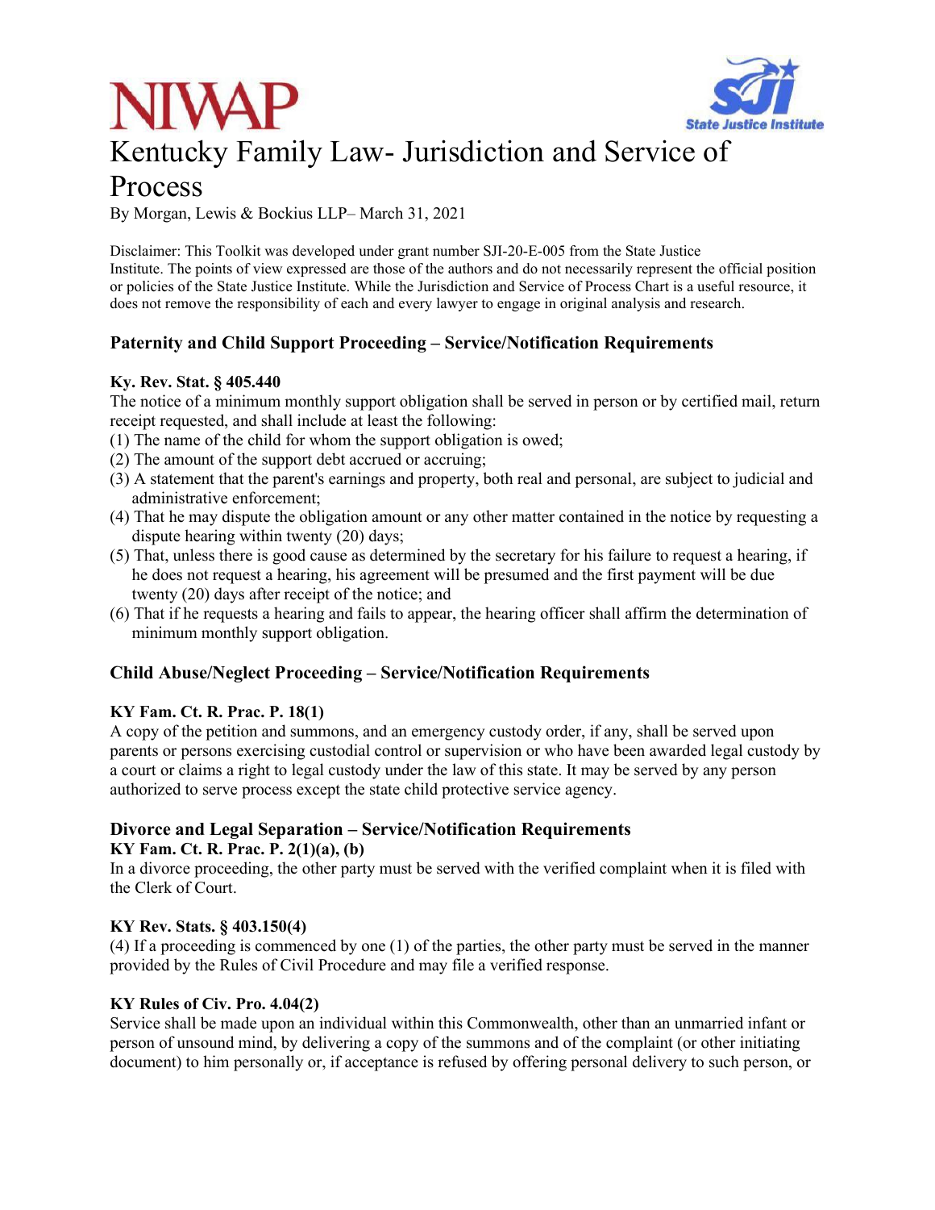NIWAP

State Justice Institute

# Kentucky Family Law- Jurisdiction and Service of Process

By Morgan, Lewis & Bockius LLP– March 31, 2021

Disclaimer: This Toolkit was developed under grant number SJI-20-E-005 from the State Justice Institute. The points of view expressed are those of the authors and do not necessarily represent the official position or policies of the State Justice Institute. While the Jurisdiction and Service of Process Chart is a useful resource, it does not remove the responsibility of each and every lawyer to engage in original analysis and research.

## Paternity and Child Support Proceeding – Service/Notification Requirements

**Ky. Rev. Stat. § 405.440**

The notice of a minimum monthly support obligation shall be served in person or by certified mail, return receipt requested, and shall include at least the following:

(1) The name of the child for whom the support obligation is owed;
(2) The amount of the support debt accrued or accruing;
(3) A statement that the parent's earnings and property, both real and personal, are subject to judicial and administrative enforcement;
(4) That he may dispute the obligation amount or any other matter contained in the notice by requesting a dispute hearing within twenty (20) days;
(5) That, unless there is good cause as determined by the secretary for his failure to request a hearing, if he does not request a hearing, his agreement will be presumed and the first payment will be due twenty (20) days after receipt of the notice; and
(6) That if he requests a hearing and fails to appear, the hearing officer shall affirm the determination of minimum monthly support obligation.

## Child Abuse/Neglect Proceeding – Service/Notification Requirements

**KY Fam. Ct. R. Prac. P. 18(1)**

A copy of the petition and summons, and an emergency custody order, if any, shall be served upon parents or persons exercising custodial control or supervision or who have been awarded legal custody by a court or claims a right to legal custody under the law of this state. It may be served by any person authorized to serve process except the state child protective service agency.

## Divorce and Legal Separation – Service/Notification Requirements

**KY Fam. Ct. R. Prac. P. 2(1)(a), (b)**

In a divorce proceeding, the other party must be served with the verified complaint when it is filed with the Clerk of Court.

**KY Rev. Stats. § 403.150(4)**

(4) If a proceeding is commenced by one (1) of the parties, the other party must be served in the manner provided by the Rules of Civil Procedure and may file a verified response.

**KY Rules of Civ. Pro. 4.04(2)**

Service shall be made upon an individual within this Commonwealth, other than an unmarried infant or person of unsound mind, by delivering a copy of the summons and of the complaint (or other initiating document) to him personally or, if acceptance is refused by offering personal delivery to such person, or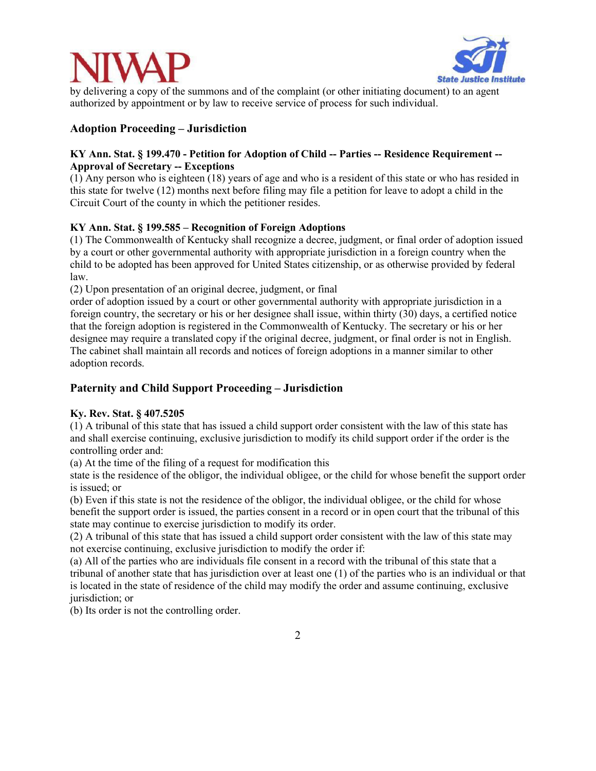by delivering a copy of the summons and of the complaint (or other initiating document) to an agent authorized by appointment or by law to receive service of process for such individual.

## Adoption Proceeding – Jurisdiction

**KY Ann. Stat. § 199.470 - Petition for Adoption of Child -- Parties -- Residence Requirement -- Approval of Secretary -- Exceptions**

(1) Any person who is eighteen (18) years of age and who is a resident of this state or who has resided in this state for twelve (12) months next before filing may file a petition for leave to adopt a child in the Circuit Court of the county in which the petitioner resides.

**KY Ann. Stat. § 199.585 – Recognition of Foreign Adoptions**

(1) The Commonwealth of Kentucky shall recognize a decree, judgment, or final order of adoption issued by a court or other governmental authority with appropriate jurisdiction in a foreign country when the child to be adopted has been approved for United States citizenship, or as otherwise provided by federal law.

(2) Upon presentation of an original decree, judgment, or final order of adoption issued by a court or other governmental authority with appropriate jurisdiction in a foreign country, the secretary or his or her designee shall issue, within thirty (30) days, a certified notice that the foreign adoption is registered in the Commonwealth of Kentucky. The secretary or his or her designee may require a translated copy if the original decree, judgment, or final order is not in English. The cabinet shall maintain all records and notices of foreign adoptions in a manner similar to other adoption records.

## Paternity and Child Support Proceeding – Jurisdiction

**Ky. Rev. Stat. § 407.5205**

(1) A tribunal of this state that has issued a child support order consistent with the law of this state has and shall exercise continuing, exclusive jurisdiction to modify its child support order if the order is the controlling order and:

(a) At the time of the filing of a request for modification this state is the residence of the obligor, the individual obligee, or the child for whose benefit the support order is issued; or

(b) Even if this state is not the residence of the obligor, the individual obligee, or the child for whose benefit the support order is issued, the parties consent in a record or in open court that the tribunal of this state may continue to exercise jurisdiction to modify its order.

(2) A tribunal of this state that has issued a child support order consistent with the law of this state may not exercise continuing, exclusive jurisdiction to modify the order if:

(a) All of the parties who are individuals file consent in a record with the tribunal of this state that a tribunal of another state that has jurisdiction over at least one (1) of the parties who is an individual or that is located in the state of residence of the child may modify the order and assume continuing, exclusive jurisdiction; or

(b) Its order is not the controlling order.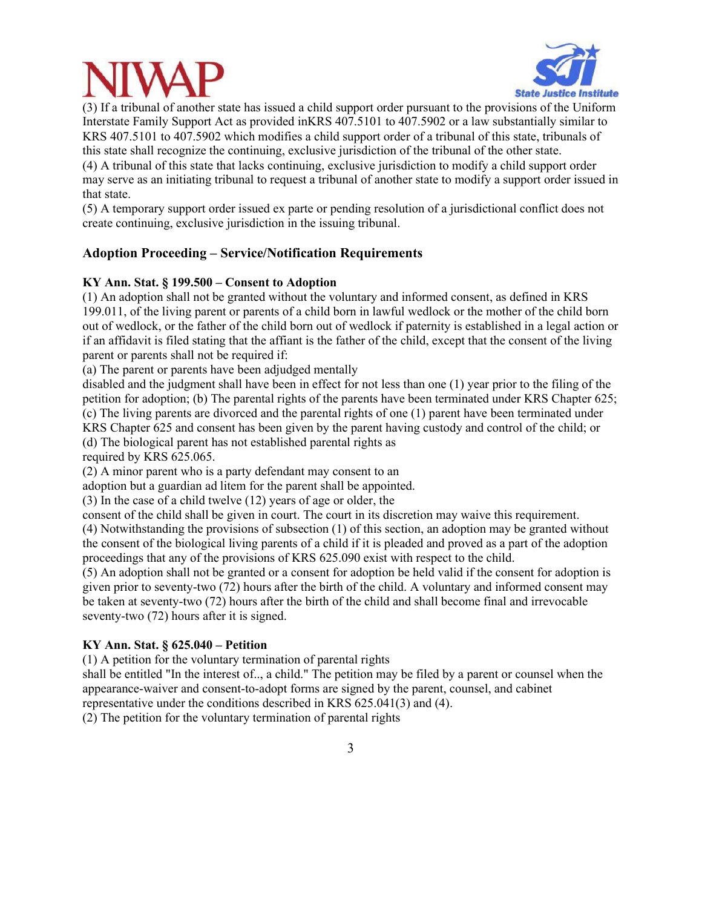(3) If a tribunal of another state has issued a child support order pursuant to the provisions of the Uniform Interstate Family Support Act as provided inKRS 407.5101 to 407.5902 or a law substantially similar to KRS 407.5101 to 407.5902 which modifies a child support order of a tribunal of this state, tribunals of this state shall recognize the continuing, exclusive jurisdiction of the tribunal of the other state.
(4) A tribunal of this state that lacks continuing, exclusive jurisdiction to modify a child support order may serve as an initiating tribunal to request a tribunal of another state to modify a support order issued in that state.
(5) A temporary support order issued ex parte or pending resolution of a jurisdictional conflict does not create continuing, exclusive jurisdiction in the issuing tribunal.

## Adoption Proceeding – Service/Notification Requirements

**KY Ann. Stat. § 199.500 – Consent to Adoption**

(1) An adoption shall not be granted without the voluntary and informed consent, as defined in KRS 199.011, of the living parent or parents of a child born in lawful wedlock or the mother of the child born out of wedlock, or the father of the child born out of wedlock if paternity is established in a legal action or if an affidavit is filed stating that the affiant is the father of the child, except that the consent of the living parent or parents shall not be required if:
(a) The parent or parents have been adjudged mentally disabled and the judgment shall have been in effect for not less than one (1) year prior to the filing of the petition for adoption; (b) The parental rights of the parents have been terminated under KRS Chapter 625; (c) The living parents are divorced and the parental rights of one (1) parent have been terminated under KRS Chapter 625 and consent has been given by the parent having custody and control of the child; or (d) The biological parent has not established parental rights as required by KRS 625.065.
(2) A minor parent who is a party defendant may consent to an adoption but a guardian ad litem for the parent shall be appointed.
(3) In the case of a child twelve (12) years of age or older, the consent of the child shall be given in court. The court in its discretion may waive this requirement.
(4) Notwithstanding the provisions of subsection (1) of this section, an adoption may be granted without the consent of the biological living parents of a child if it is pleaded and proved as a part of the adoption proceedings that any of the provisions of KRS 625.090 exist with respect to the child.
(5) An adoption shall not be granted or a consent for adoption be held valid if the consent for adoption is given prior to seventy-two (72) hours after the birth of the child. A voluntary and informed consent may be taken at seventy-two (72) hours after the birth of the child and shall become final and irrevocable seventy-two (72) hours after it is signed.

**KY Ann. Stat. § 625.040 – Petition**

(1) A petition for the voluntary termination of parental rights shall be entitled "In the interest of.., a child." The petition may be filed by a parent or counsel when the appearance-waiver and consent-to-adopt forms are signed by the parent, counsel, and cabinet representative under the conditions described in KRS 625.041(3) and (4).
(2) The petition for the voluntary termination of parental rights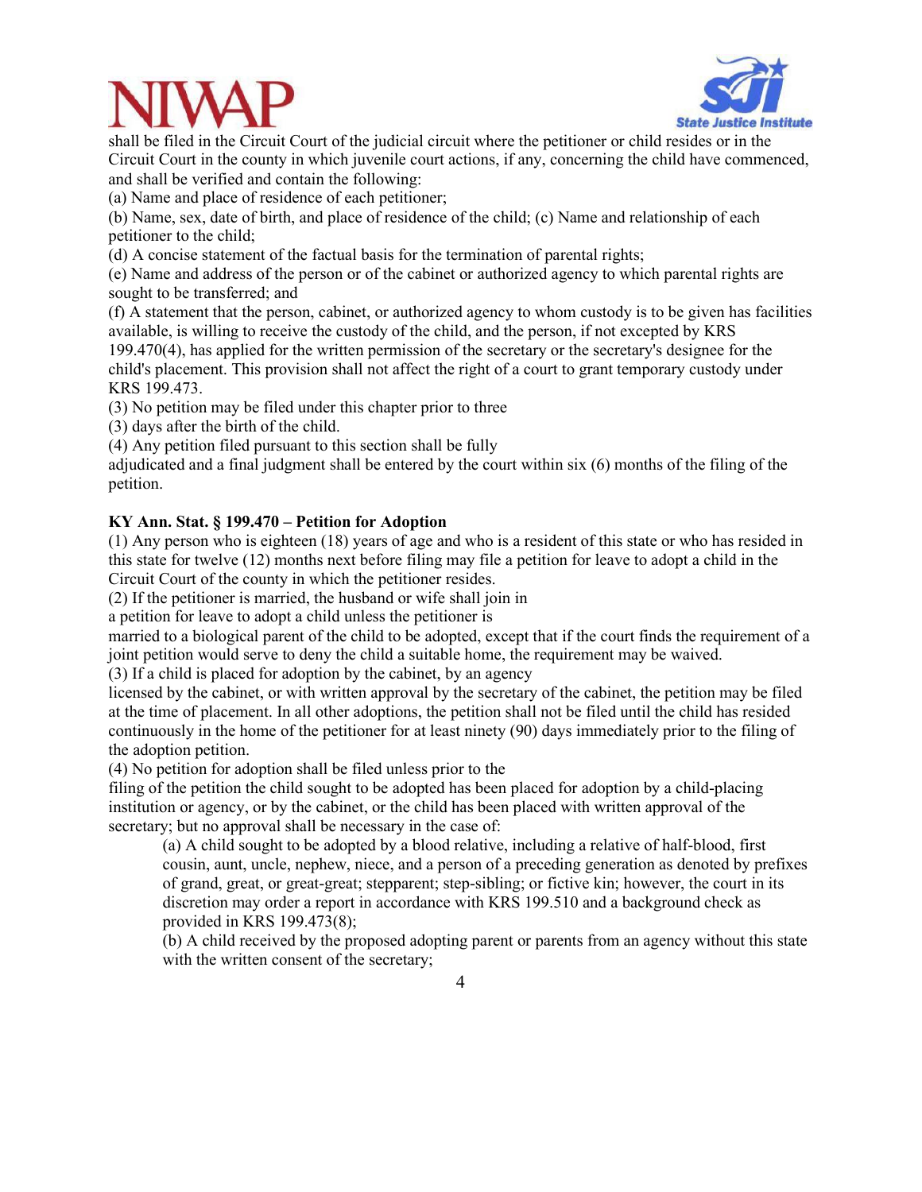shall be filed in the Circuit Court of the judicial circuit where the petitioner or child resides or in the Circuit Court in the county in which juvenile court actions, if any, concerning the child have commenced, and shall be verified and contain the following:

(a) Name and place of residence of each petitioner;

(b) Name, sex, date of birth, and place of residence of the child; (c) Name and relationship of each petitioner to the child;

(d) A concise statement of the factual basis for the termination of parental rights;

(e) Name and address of the person or of the cabinet or authorized agency to which parental rights are sought to be transferred; and

(f) A statement that the person, cabinet, or authorized agency to whom custody is to be given has facilities available, is willing to receive the custody of the child, and the person, if not excepted by KRS 199.470(4), has applied for the written permission of the secretary or the secretary's designee for the child's placement. This provision shall not affect the right of a court to grant temporary custody under KRS 199.473.

(3) No petition may be filed under this chapter prior to three (3) days after the birth of the child.

(4) Any petition filed pursuant to this section shall be fully adjudicated and a final judgment shall be entered by the court within six (6) months of the filing of the petition.

**KY Ann. Stat. § 199.470 – Petition for Adoption**

(1) Any person who is eighteen (18) years of age and who is a resident of this state or who has resided in this state for twelve (12) months next before filing may file a petition for leave to adopt a child in the Circuit Court of the county in which the petitioner resides.

(2) If the petitioner is married, the husband or wife shall join in a petition for leave to adopt a child unless the petitioner is married to a biological parent of the child to be adopted, except that if the court finds the requirement of a joint petition would serve to deny the child a suitable home, the requirement may be waived.

(3) If a child is placed for adoption by the cabinet, by an agency licensed by the cabinet, or with written approval by the secretary of the cabinet, the petition may be filed at the time of placement. In all other adoptions, the petition shall not be filed until the child has resided continuously in the home of the petitioner for at least ninety (90) days immediately prior to the filing of the adoption petition.

(4) No petition for adoption shall be filed unless prior to the filing of the petition the child sought to be adopted has been placed for adoption by a child-placing institution or agency, or by the cabinet, or the child has been placed with written approval of the secretary; but no approval shall be necessary in the case of:

> (a) A child sought to be adopted by a blood relative, including a relative of half-blood, first cousin, aunt, uncle, nephew, niece, and a person of a preceding generation as denoted by prefixes of grand, great, or great-great; stepparent; step-sibling; or fictive kin; however, the court in its discretion may order a report in accordance with KRS 199.510 and a background check as provided in KRS 199.473(8);
>
> (b) A child received by the proposed adopting parent or parents from an agency without this state with the written consent of the secretary;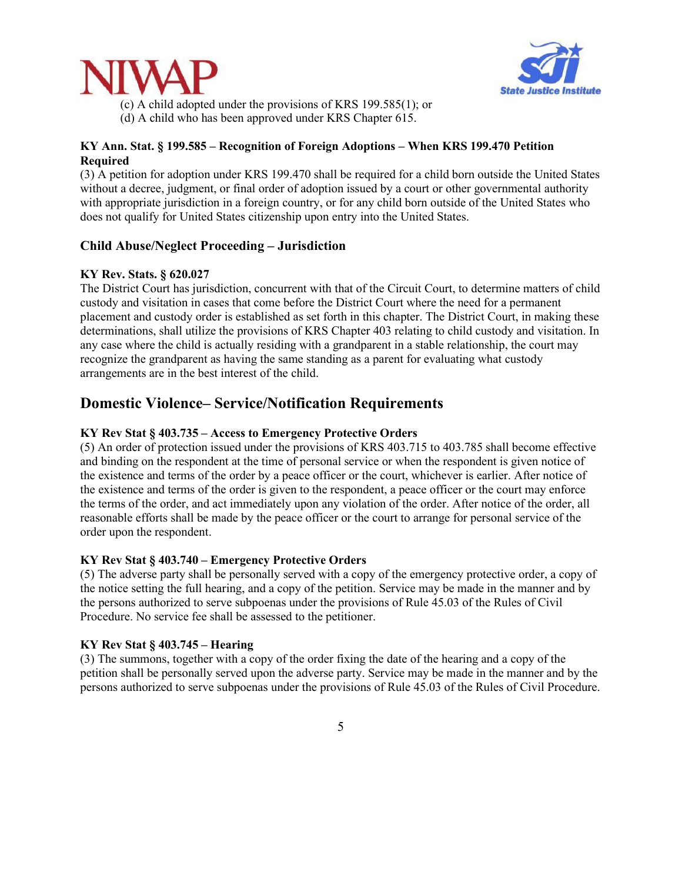(c) A child adopted under the provisions of KRS 199.585(1); or
(d) A child who has been approved under KRS Chapter 615.

**KY Ann. Stat. § 199.585 – Recognition of Foreign Adoptions – When KRS 199.470 Petition Required**
(3) A petition for adoption under KRS 199.470 shall be required for a child born outside the United States without a decree, judgment, or final order of adoption issued by a court or other governmental authority with appropriate jurisdiction in a foreign country, or for any child born outside of the United States who does not qualify for United States citizenship upon entry into the United States.

### Child Abuse/Neglect Proceeding – Jurisdiction

**KY Rev. Stats. § 620.027**
The District Court has jurisdiction, concurrent with that of the Circuit Court, to determine matters of child custody and visitation in cases that come before the District Court where the need for a permanent placement and custody order is established as set forth in this chapter. The District Court, in making these determinations, shall utilize the provisions of KRS Chapter 403 relating to child custody and visitation. In any case where the child is actually residing with a grandparent in a stable relationship, the court may recognize the grandparent as having the same standing as a parent for evaluating what custody arrangements are in the best interest of the child.

## Domestic Violence– Service/Notification Requirements

**KY Rev Stat § 403.735 – Access to Emergency Protective Orders**
(5) An order of protection issued under the provisions of KRS 403.715 to 403.785 shall become effective and binding on the respondent at the time of personal service or when the respondent is given notice of the existence and terms of the order by a peace officer or the court, whichever is earlier. After notice of the existence and terms of the order is given to the respondent, a peace officer or the court may enforce the terms of the order, and act immediately upon any violation of the order. After notice of the order, all reasonable efforts shall be made by the peace officer or the court to arrange for personal service of the order upon the respondent.

**KY Rev Stat § 403.740 – Emergency Protective Orders**
(5) The adverse party shall be personally served with a copy of the emergency protective order, a copy of the notice setting the full hearing, and a copy of the petition. Service may be made in the manner and by the persons authorized to serve subpoenas under the provisions of Rule 45.03 of the Rules of Civil Procedure. No service fee shall be assessed to the petitioner.

**KY Rev Stat § 403.745 – Hearing**
(3) The summons, together with a copy of the order fixing the date of the hearing and a copy of the petition shall be personally served upon the adverse party. Service may be made in the manner and by the persons authorized to serve subpoenas under the provisions of Rule 45.03 of the Rules of Civil Procedure.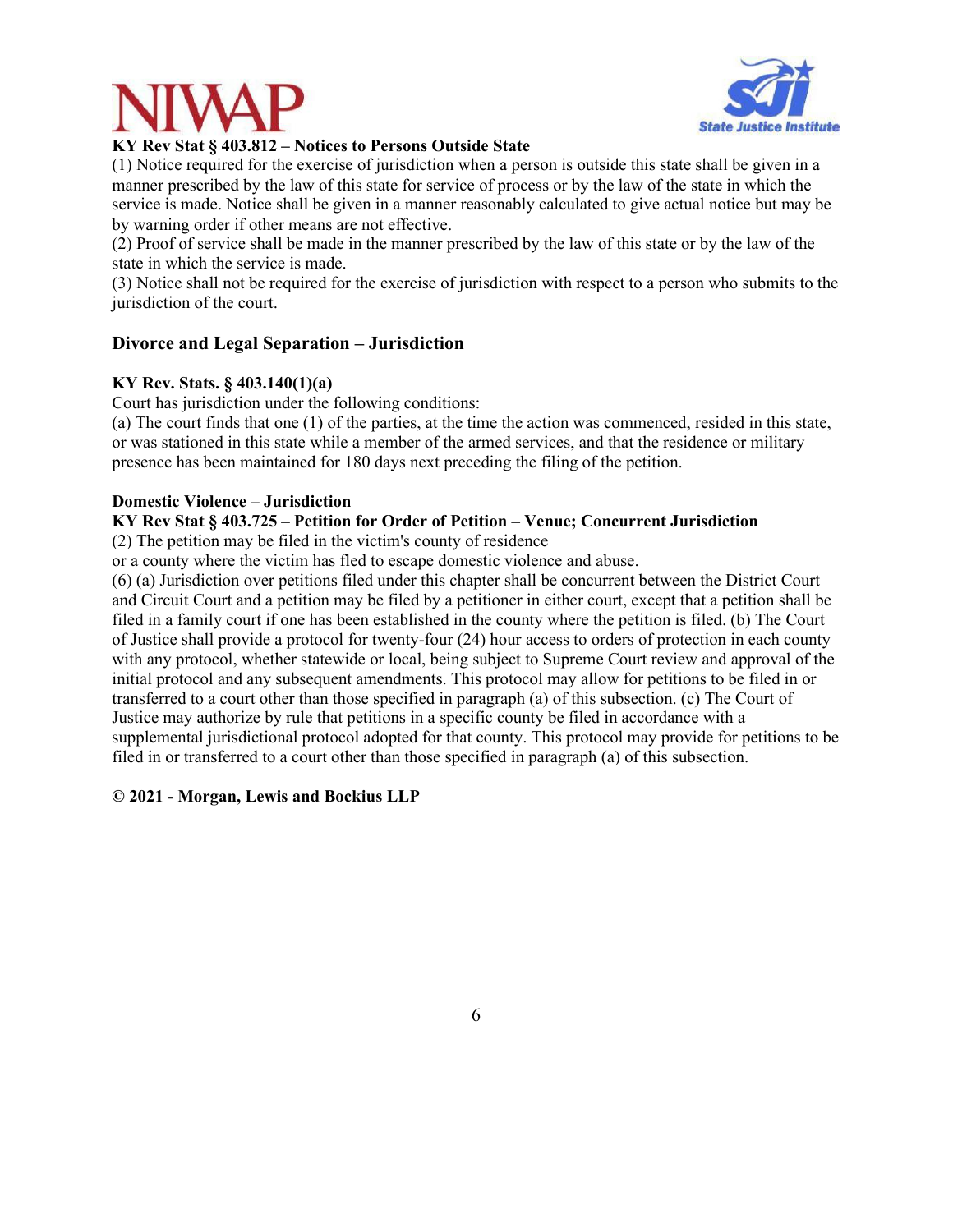**KY Rev Stat § 403.812 – Notices to Persons Outside State**

(1) Notice required for the exercise of jurisdiction when a person is outside this state shall be given in a manner prescribed by the law of this state for service of process or by the law of the state in which the service is made. Notice shall be given in a manner reasonably calculated to give actual notice but may be by warning order if other means are not effective.
(2) Proof of service shall be made in the manner prescribed by the law of this state or by the law of the state in which the service is made.
(3) Notice shall not be required for the exercise of jurisdiction with respect to a person who submits to the jurisdiction of the court.

## Divorce and Legal Separation – Jurisdiction

**KY Rev. Stats. § 403.140(1)(a)**

Court has jurisdiction under the following conditions:
(a) The court finds that one (1) of the parties, at the time the action was commenced, resided in this state, or was stationed in this state while a member of the armed services, and that the residence or military presence has been maintained for 180 days next preceding the filing of the petition.

**Domestic Violence – Jurisdiction**

**KY Rev Stat § 403.725 – Petition for Order of Petition – Venue; Concurrent Jurisdiction**

(2) The petition may be filed in the victim's county of residence
or a county where the victim has fled to escape domestic violence and abuse.
(6) (a) Jurisdiction over petitions filed under this chapter shall be concurrent between the District Court and Circuit Court and a petition may be filed by a petitioner in either court, except that a petition shall be filed in a family court if one has been established in the county where the petition is filed. (b) The Court of Justice shall provide a protocol for twenty-four (24) hour access to orders of protection in each county with any protocol, whether statewide or local, being subject to Supreme Court review and approval of the initial protocol and any subsequent amendments. This protocol may allow for petitions to be filed in or transferred to a court other than those specified in paragraph (a) of this subsection. (c) The Court of Justice may authorize by rule that petitions in a specific county be filed in accordance with a supplemental jurisdictional protocol adopted for that county. This protocol may provide for petitions to be filed in or transferred to a court other than those specified in paragraph (a) of this subsection.

**© 2021 - Morgan, Lewis and Bockius LLP**